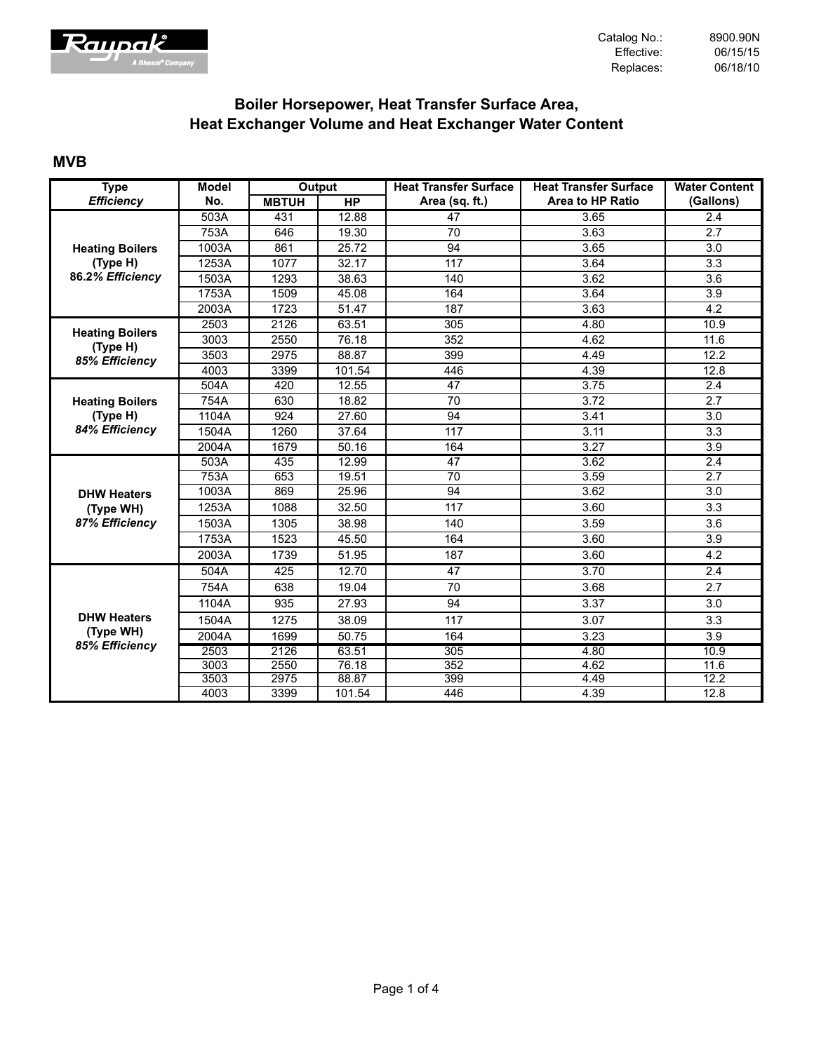Raypak® A Rheem® Company

Catalog No.: 8900.90N
Effective: 06/15/15
Replaces: 06/18/10

# Boiler Horsepower, Heat Transfer Surface Area, Heat Exchanger Volume and Heat Exchanger Water Content

## MVB

| Type *Efficiency* | Model No. | Output MBTUH | Output HP | Heat Transfer Surface Area (sq. ft.) | Heat Transfer Surface Area to HP Ratio | Water Content (Gallons) |
|---|---|---|---|---|---|---|
| **Heating Boilers (Type H)** ***86.2% Efficiency*** | 503A | 431 | 12.88 | 47 | 3.65 | 2.4 |
| | 753A | 646 | 19.30 | 70 | 3.63 | 2.7 |
| | 1003A | 861 | 25.72 | 94 | 3.65 | 3.0 |
| | 1253A | 1077 | 32.17 | 117 | 3.64 | 3.3 |
| | 1503A | 1293 | 38.63 | 140 | 3.62 | 3.6 |
| | 1753A | 1509 | 45.08 | 164 | 3.64 | 3.9 |
| | 2003A | 1723 | 51.47 | 187 | 3.63 | 4.2 |
| **Heating Boilers (Type H)** ***85% Efficiency*** | 2503 | 2126 | 63.51 | 305 | 4.80 | 10.9 |
| | 3003 | 2550 | 76.18 | 352 | 4.62 | 11.6 |
| | 3503 | 2975 | 88.87 | 399 | 4.49 | 12.2 |
| | 4003 | 3399 | 101.54 | 446 | 4.39 | 12.8 |
| **Heating Boilers (Type H)** ***84% Efficiency*** | 504A | 420 | 12.55 | 47 | 3.75 | 2.4 |
| | 754A | 630 | 18.82 | 70 | 3.72 | 2.7 |
| | 1104A | 924 | 27.60 | 94 | 3.41 | 3.0 |
| | 1504A | 1260 | 37.64 | 117 | 3.11 | 3.3 |
| | 2004A | 1679 | 50.16 | 164 | 3.27 | 3.9 |
| **DHW Heaters (Type WH)** ***87% Efficiency*** | 503A | 435 | 12.99 | 47 | 3.62 | 2.4 |
| | 753A | 653 | 19.51 | 70 | 3.59 | 2.7 |
| | 1003A | 869 | 25.96 | 94 | 3.62 | 3.0 |
| | 1253A | 1088 | 32.50 | 117 | 3.60 | 3.3 |
| | 1503A | 1305 | 38.98 | 140 | 3.59 | 3.6 |
| | 1753A | 1523 | 45.50 | 164 | 3.60 | 3.9 |
| | 2003A | 1739 | 51.95 | 187 | 3.60 | 4.2 |
| **DHW Heaters (Type WH)** ***85% Efficiency*** | 504A | 425 | 12.70 | 47 | 3.70 | 2.4 |
| | 754A | 638 | 19.04 | 70 | 3.68 | 2.7 |
| | 1104A | 935 | 27.93 | 94 | 3.37 | 3.0 |
| | 1504A | 1275 | 38.09 | 117 | 3.07 | 3.3 |
| | 2004A | 1699 | 50.75 | 164 | 3.23 | 3.9 |
| | 2503 | 2126 | 63.51 | 305 | 4.80 | 10.9 |
| | 3003 | 2550 | 76.18 | 352 | 4.62 | 11.6 |
| | 3503 | 2975 | 88.87 | 399 | 4.49 | 12.2 |
| | 4003 | 3399 | 101.54 | 446 | 4.39 | 12.8 |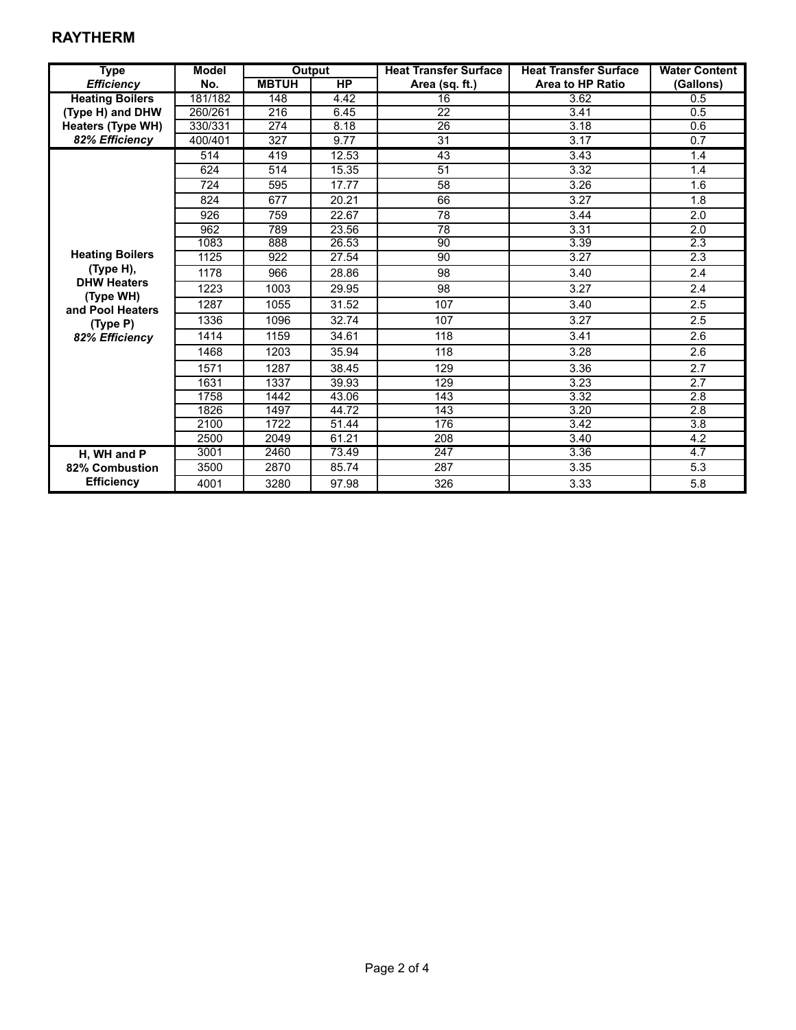## RAYTHERM

| Type *Efficiency* | Model No. | Output | | Heat Transfer Surface Area (sq. ft.) | Heat Transfer Surface Area to HP Ratio | Water Content (Gallons) |
|---|---|---|---|---|---|---|
| | | MBTUH | HP | | | |
| Heating Boilers (Type H) and DHW Heaters (Type WH) *82% Efficiency* | 181/182 | 148 | 4.42 | 16 | 3.62 | 0.5 |
| | 260/261 | 216 | 6.45 | 22 | 3.41 | 0.5 |
| | 330/331 | 274 | 8.18 | 26 | 3.18 | 0.6 |
| | 400/401 | 327 | 9.77 | 31 | 3.17 | 0.7 |
| Heating Boilers (Type H), DHW Heaters (Type WH) and Pool Heaters (Type P) *82% Efficiency* | 514 | 419 | 12.53 | 43 | 3.43 | 1.4 |
| | 624 | 514 | 15.35 | 51 | 3.32 | 1.4 |
| | 724 | 595 | 17.77 | 58 | 3.26 | 1.6 |
| | 824 | 677 | 20.21 | 66 | 3.27 | 1.8 |
| | 926 | 759 | 22.67 | 78 | 3.44 | 2.0 |
| | 962 | 789 | 23.56 | 78 | 3.31 | 2.0 |
| | 1083 | 888 | 26.53 | 90 | 3.39 | 2.3 |
| | 1125 | 922 | 27.54 | 90 | 3.27 | 2.3 |
| | 1178 | 966 | 28.86 | 98 | 3.40 | 2.4 |
| | 1223 | 1003 | 29.95 | 98 | 3.27 | 2.4 |
| | 1287 | 1055 | 31.52 | 107 | 3.40 | 2.5 |
| | 1336 | 1096 | 32.74 | 107 | 3.27 | 2.5 |
| | 1414 | 1159 | 34.61 | 118 | 3.41 | 2.6 |
| | 1468 | 1203 | 35.94 | 118 | 3.28 | 2.6 |
| | 1571 | 1287 | 38.45 | 129 | 3.36 | 2.7 |
| | 1631 | 1337 | 39.93 | 129 | 3.23 | 2.7 |
| | 1758 | 1442 | 43.06 | 143 | 3.32 | 2.8 |
| | 1826 | 1497 | 44.72 | 143 | 3.20 | 2.8 |
| | 2100 | 1722 | 51.44 | 176 | 3.42 | 3.8 |
| | 2500 | 2049 | 61.21 | 208 | 3.40 | 4.2 |
| H, WH and P 82% Combustion Efficiency | 3001 | 2460 | 73.49 | 247 | 3.36 | 4.7 |
| | 3500 | 2870 | 85.74 | 287 | 3.35 | 5.3 |
| | 4001 | 3280 | 97.98 | 326 | 3.33 | 5.8 |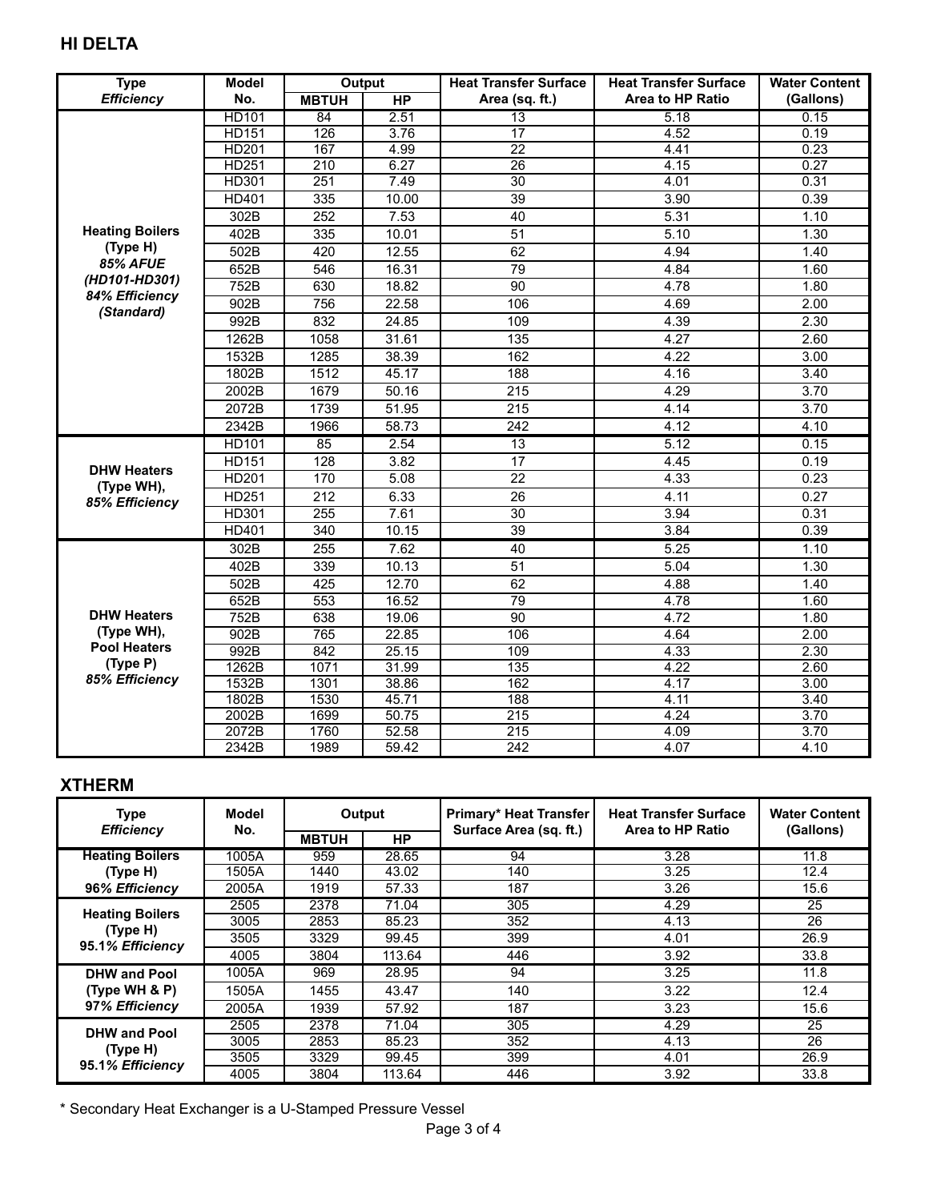## HI DELTA

| Type *Efficiency* | Model No. | Output | | Heat Transfer Surface Area (sq. ft.) | Heat Transfer Surface Area to HP Ratio | Water Content (Gallons) |
|---|---|---|---|---|---|---|
| | | MBTUH | HP | | | |
| **Heating Boilers (Type H)** ***85% AFUE (HD101-HD301) 84% Efficiency (Standard)*** | HD101 | 84 | 2.51 | 13 | 5.18 | 0.15 |
| | HD151 | 126 | 3.76 | 17 | 4.52 | 0.19 |
| | HD201 | 167 | 4.99 | 22 | 4.41 | 0.23 |
| | HD251 | 210 | 6.27 | 26 | 4.15 | 0.27 |
| | HD301 | 251 | 7.49 | 30 | 4.01 | 0.31 |
| | HD401 | 335 | 10.00 | 39 | 3.90 | 0.39 |
| | 302B | 252 | 7.53 | 40 | 5.31 | 1.10 |
| | 402B | 335 | 10.01 | 51 | 5.10 | 1.30 |
| | 502B | 420 | 12.55 | 62 | 4.94 | 1.40 |
| | 652B | 546 | 16.31 | 79 | 4.84 | 1.60 |
| | 752B | 630 | 18.82 | 90 | 4.78 | 1.80 |
| | 902B | 756 | 22.58 | 106 | 4.69 | 2.00 |
| | 992B | 832 | 24.85 | 109 | 4.39 | 2.30 |
| | 1262B | 1058 | 31.61 | 135 | 4.27 | 2.60 |
| | 1532B | 1285 | 38.39 | 162 | 4.22 | 3.00 |
| | 1802B | 1512 | 45.17 | 188 | 4.16 | 3.40 |
| | 2002B | 1679 | 50.16 | 215 | 4.29 | 3.70 |
| | 2072B | 1739 | 51.95 | 215 | 4.14 | 3.70 |
| | 2342B | 1966 | 58.73 | 242 | 4.12 | 4.10 |
| **DHW Heaters (Type WH),** ***85% Efficiency*** | HD101 | 85 | 2.54 | 13 | 5.12 | 0.15 |
| | HD151 | 128 | 3.82 | 17 | 4.45 | 0.19 |
| | HD201 | 170 | 5.08 | 22 | 4.33 | 0.23 |
| | HD251 | 212 | 6.33 | 26 | 4.11 | 0.27 |
| | HD301 | 255 | 7.61 | 30 | 3.94 | 0.31 |
| | HD401 | 340 | 10.15 | 39 | 3.84 | 0.39 |
| **DHW Heaters (Type WH), Pool Heaters (Type P)** ***85% Efficiency*** | 302B | 255 | 7.62 | 40 | 5.25 | 1.10 |
| | 402B | 339 | 10.13 | 51 | 5.04 | 1.30 |
| | 502B | 425 | 12.70 | 62 | 4.88 | 1.40 |
| | 652B | 553 | 16.52 | 79 | 4.78 | 1.60 |
| | 752B | 638 | 19.06 | 90 | 4.72 | 1.80 |
| | 902B | 765 | 22.85 | 106 | 4.64 | 2.00 |
| | 992B | 842 | 25.15 | 109 | 4.33 | 2.30 |
| | 1262B | 1071 | 31.99 | 135 | 4.22 | 2.60 |
| | 1532B | 1301 | 38.86 | 162 | 4.17 | 3.00 |
| | 1802B | 1530 | 45.71 | 188 | 4.11 | 3.40 |
| | 2002B | 1699 | 50.75 | 215 | 4.24 | 3.70 |
| | 2072B | 1760 | 52.58 | 215 | 4.09 | 3.70 |
| | 2342B | 1989 | 59.42 | 242 | 4.07 | 4.10 |

## XTHERM

| Type *Efficiency* | Model No. | Output | | Primary* Heat Transfer Surface Area (sq. ft.) | Heat Transfer Surface Area to HP Ratio | Water Content (Gallons) |
|---|---|---|---|---|---|---|
| | | MBTUH | HP | | | |
| **Heating Boilers (Type H)** ***96% Efficiency*** | 1005A | 959 | 28.65 | 94 | 3.28 | 11.8 |
| | 1505A | 1440 | 43.02 | 140 | 3.25 | 12.4 |
| | 2005A | 1919 | 57.33 | 187 | 3.26 | 15.6 |
| **Heating Boilers (Type H)** ***95.1% Efficiency*** | 2505 | 2378 | 71.04 | 305 | 4.29 | 25 |
| | 3005 | 2853 | 85.23 | 352 | 4.13 | 26 |
| | 3505 | 3329 | 99.45 | 399 | 4.01 | 26.9 |
| | 4005 | 3804 | 113.64 | 446 | 3.92 | 33.8 |
| **DHW and Pool (Type WH & P)** ***97% Efficiency*** | 1005A | 969 | 28.95 | 94 | 3.25 | 11.8 |
| | 1505A | 1455 | 43.47 | 140 | 3.22 | 12.4 |
| | 2005A | 1939 | 57.92 | 187 | 3.23 | 15.6 |
| **DHW and Pool (Type H)** ***95.1% Efficiency*** | 2505 | 2378 | 71.04 | 305 | 4.29 | 25 |
| | 3005 | 2853 | 85.23 | 352 | 4.13 | 26 |
| | 3505 | 3329 | 99.45 | 399 | 4.01 | 26.9 |
| | 4005 | 3804 | 113.64 | 446 | 3.92 | 33.8 |

\* Secondary Heat Exchanger is a U-Stamped Pressure Vessel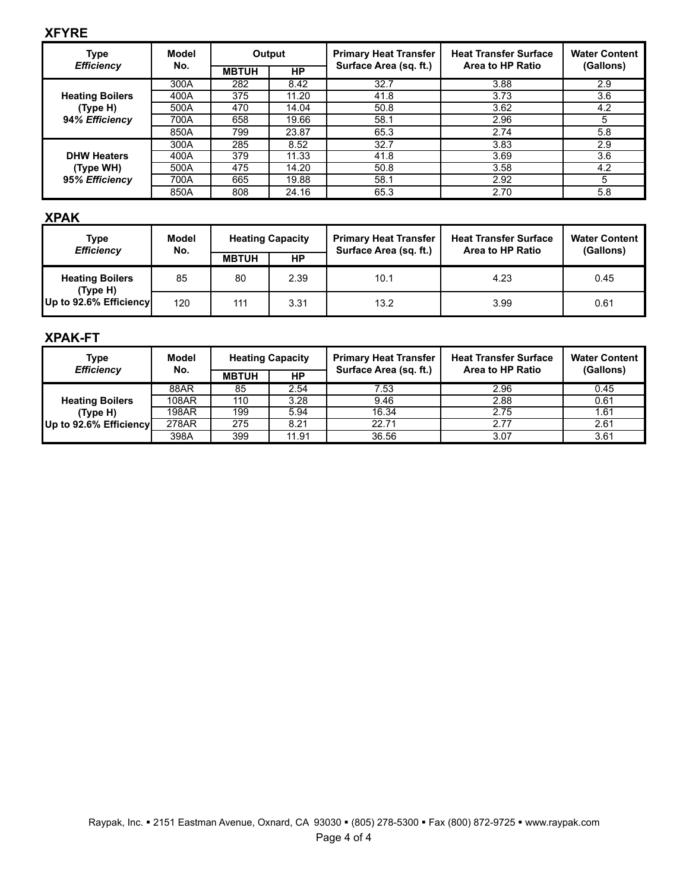## XFYRE

| Type *Efficiency* | Model No. | Output | | Primary Heat Transfer Surface Area (sq. ft.) | Heat Transfer Surface Area to HP Ratio | Water Content (Gallons) |
|---|---|---|---|---|---|---|
| | | MBTUH | HP | | | |
| **Heating Boilers (Type H) *94% Efficiency*** | 300A | 282 | 8.42 | 32.7 | 3.88 | 2.9 |
| | 400A | 375 | 11.20 | 41.8 | 3.73 | 3.6 |
| | 500A | 470 | 14.04 | 50.8 | 3.62 | 4.2 |
| | 700A | 658 | 19.66 | 58.1 | 2.96 | 5 |
| | 850A | 799 | 23.87 | 65.3 | 2.74 | 5.8 |
| **DHW Heaters (Type WH) *95% Efficiency*** | 300A | 285 | 8.52 | 32.7 | 3.83 | 2.9 |
| | 400A | 379 | 11.33 | 41.8 | 3.69 | 3.6 |
| | 500A | 475 | 14.20 | 50.8 | 3.58 | 4.2 |
| | 700A | 665 | 19.88 | 58.1 | 2.92 | 5 |
| | 850A | 808 | 24.16 | 65.3 | 2.70 | 5.8 |

## XPAK

| Type *Efficiency* | Model No. | Heating Capacity | | Primary Heat Transfer Surface Area (sq. ft.) | Heat Transfer Surface Area to HP Ratio | Water Content (Gallons) |
|---|---|---|---|---|---|---|
| | | MBTUH | HP | | | |
| **Heating Boilers (Type H) Up to 92.6% Efficiency** | 85 | 80 | 2.39 | 10.1 | 4.23 | 0.45 |
| | 120 | 111 | 3.31 | 13.2 | 3.99 | 0.61 |

## XPAK-FT

| Type *Efficiency* | Model No. | Heating Capacity | | Primary Heat Transfer Surface Area (sq. ft.) | Heat Transfer Surface Area to HP Ratio | Water Content (Gallons) |
|---|---|---|---|---|---|---|
| | | MBTUH | HP | | | |
| **Heating Boilers (Type H) Up to 92.6% Efficiency** | 88AR | 85 | 2.54 | 7.53 | 2.96 | 0.45 |
| | 108AR | 110 | 3.28 | 9.46 | 2.88 | 0.61 |
| | 198AR | 199 | 5.94 | 16.34 | 2.75 | 1.61 |
| | 278AR | 275 | 8.21 | 22.71 | 2.77 | 2.61 |
| | 398A | 399 | 11.91 | 36.56 | 3.07 | 3.61 |

Raypak, Inc. ▪ 2151 Eastman Avenue, Oxnard, CA 93030 ▪ (805) 278-5300 ▪ Fax (800) 872-9725 ▪ www.raypak.com